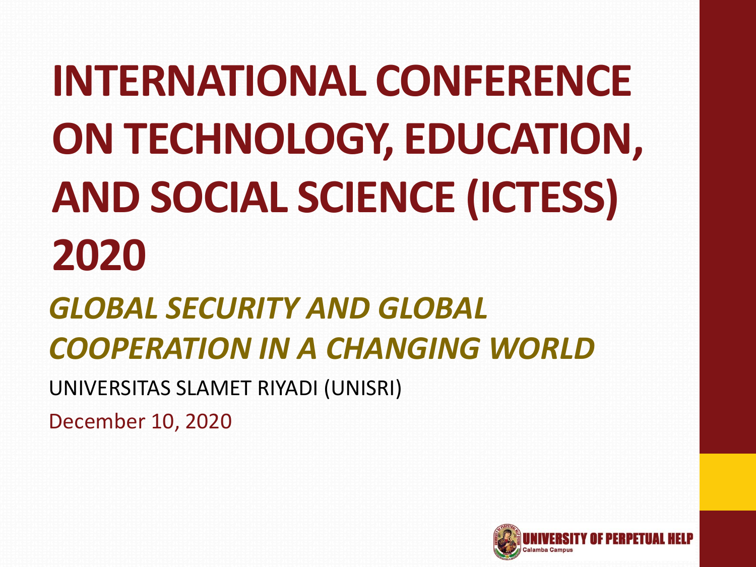# INTERNATIONAL CONFERENCE ON TECHNOLOGY, EDUCATION, AND SOCIAL SCIENCE (ICTESS) 2020

## *GLOBAL SECURITY AND GLOBAL COOPERATION IN A CHANGING WORLD*

UNIVERSITAS SLAMET RIYADI (UNISRI)

December 10, 2020

UNIVERSITY OF PERPETUAL HELP
Calamba Campus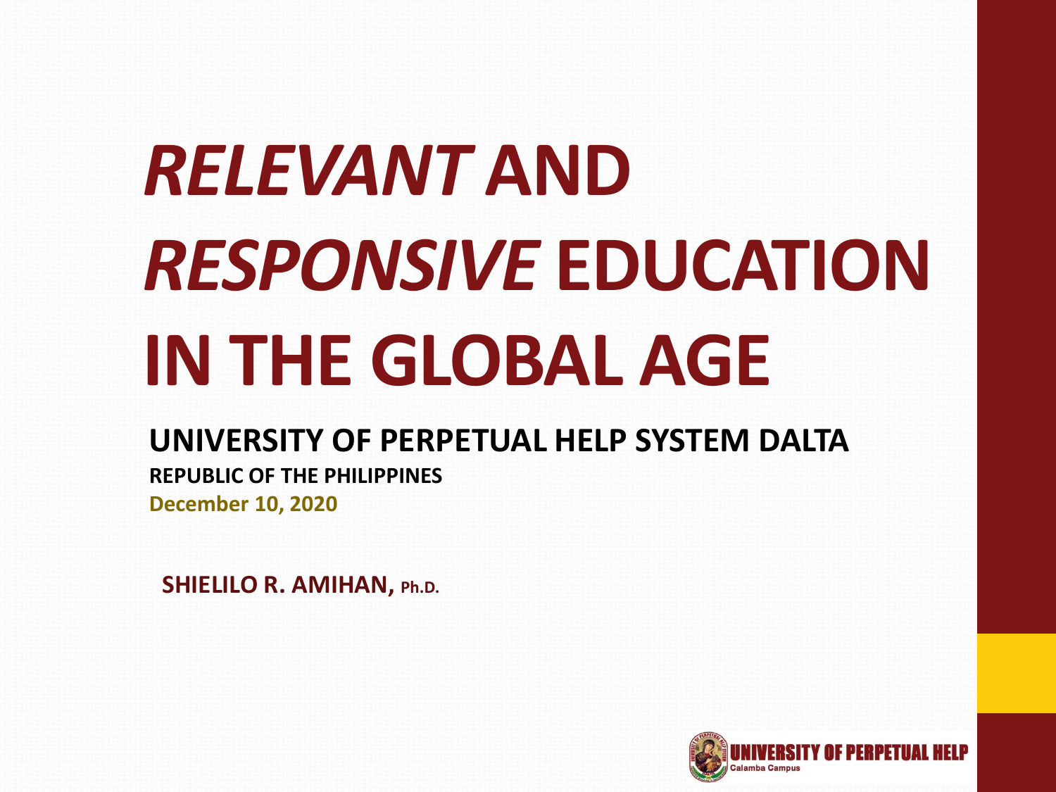# *RELEVANT* AND *RESPONSIVE* EDUCATION IN THE GLOBAL AGE

**UNIVERSITY OF PERPETUAL HELP SYSTEM DALTA**

**REPUBLIC OF THE PHILIPPINES**

**December 10, 2020**

**SHIELILO R. AMIHAN, Ph.D.**

UNIVERSITY OF PERPETUAL HELP
Calamba Campus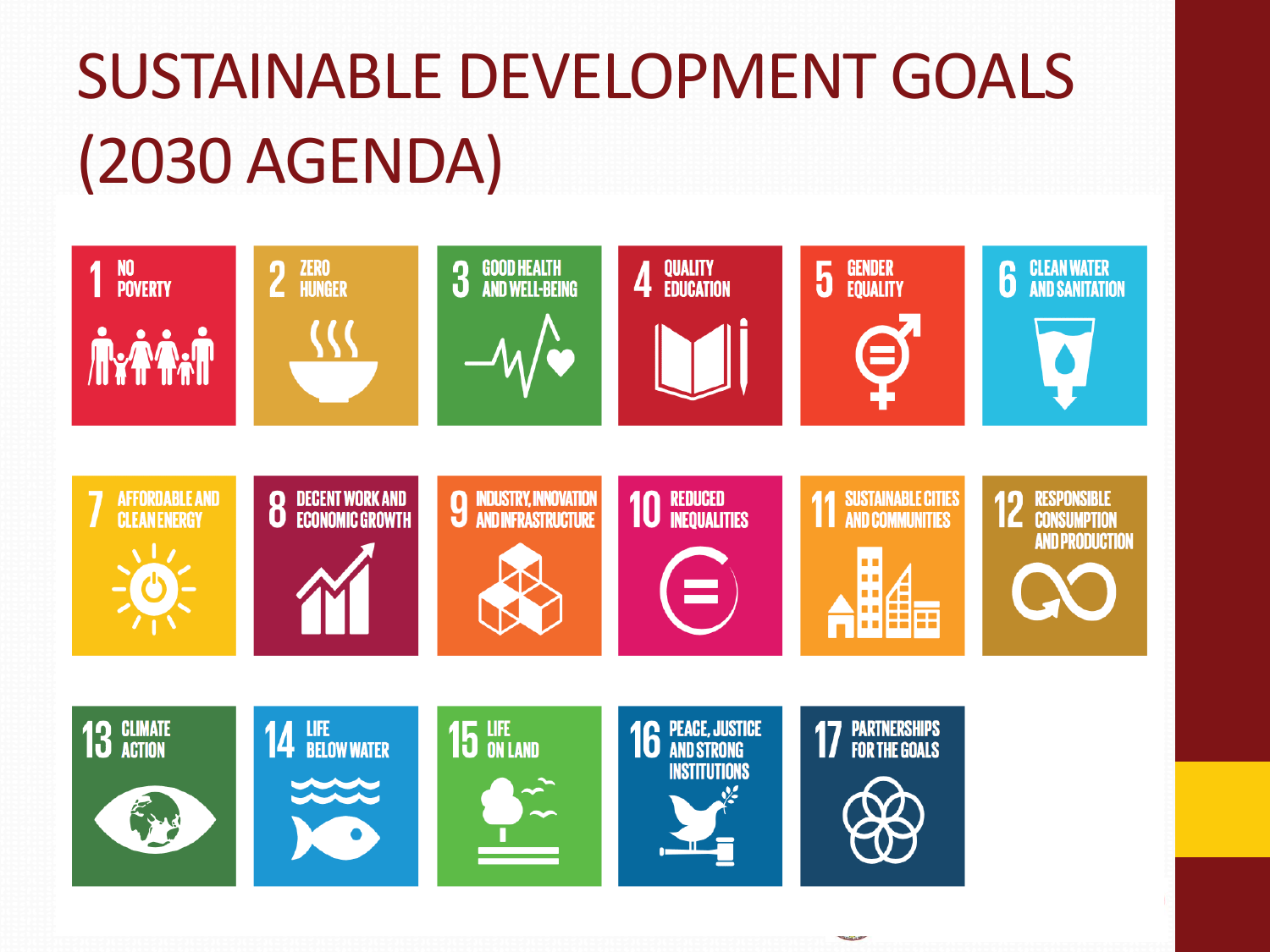# SUSTAINABLE DEVELOPMENT GOALS (2030 AGENDA)

1 NO POVERTY

2 ZERO HUNGER

3 GOOD HEALTH AND WELL-BEING

4 QUALITY EDUCATION

5 GENDER EQUALITY

6 CLEAN WATER AND SANITATION

7 AFFORDABLE AND CLEAN ENERGY

8 DECENT WORK AND ECONOMIC GROWTH

9 INDUSTRY, INNOVATION AND INFRASTRUCTURE

10 REDUCED INEQUALITIES

11 SUSTAINABLE CITIES AND COMMUNITIES

12 RESPONSIBLE CONSUMPTION AND PRODUCTION

13 CLIMATE ACTION

14 LIFE BELOW WATER

15 LIFE ON LAND

16 PEACE, JUSTICE AND STRONG INSTITUTIONS

17 PARTNERSHIPS FOR THE GOALS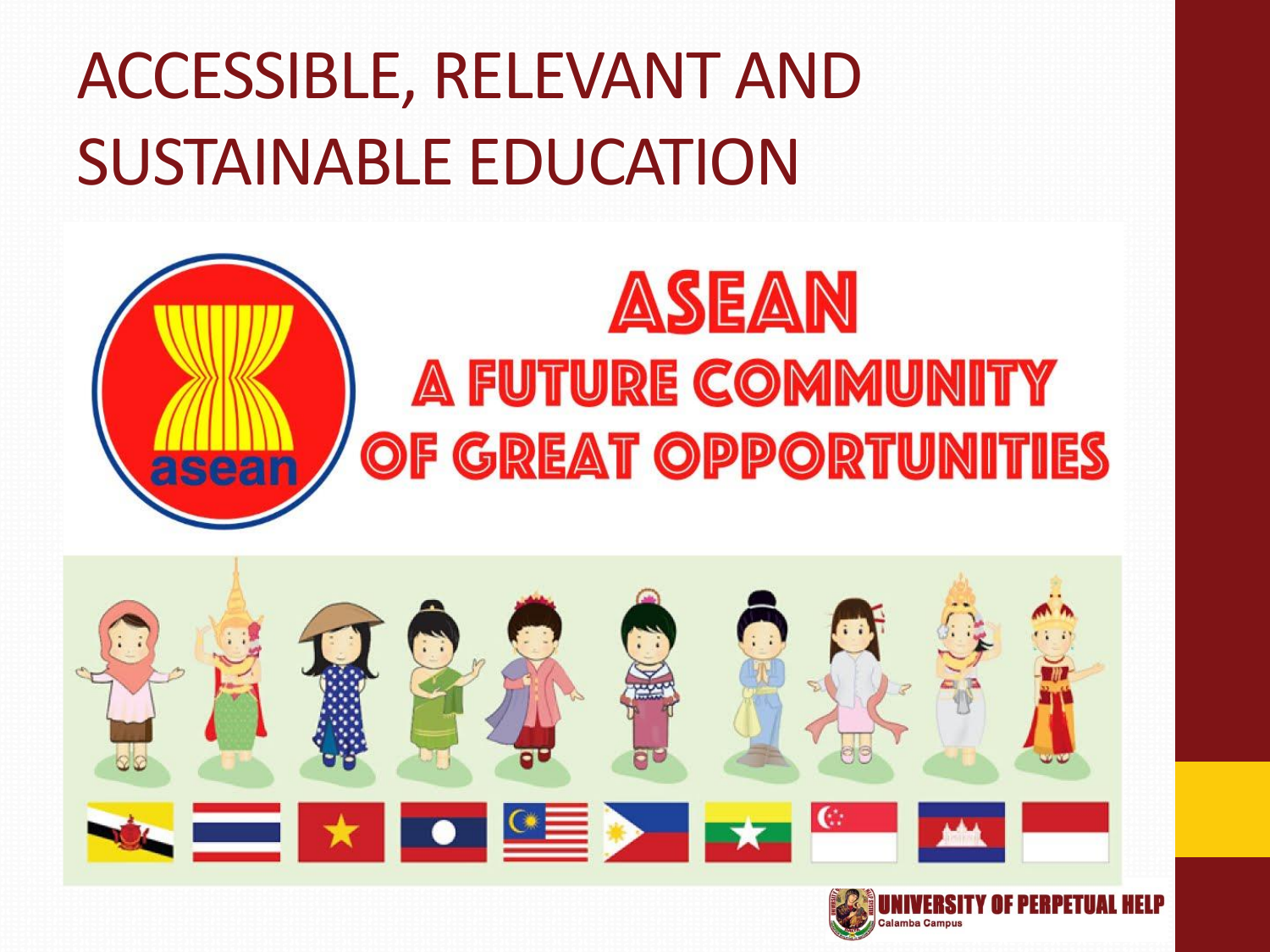# ACCESSIBLE, RELEVANT AND SUSTAINABLE EDUCATION

asean

ASEAN

A FUTURE COMMUNITY OF GREAT OPPORTUNITIES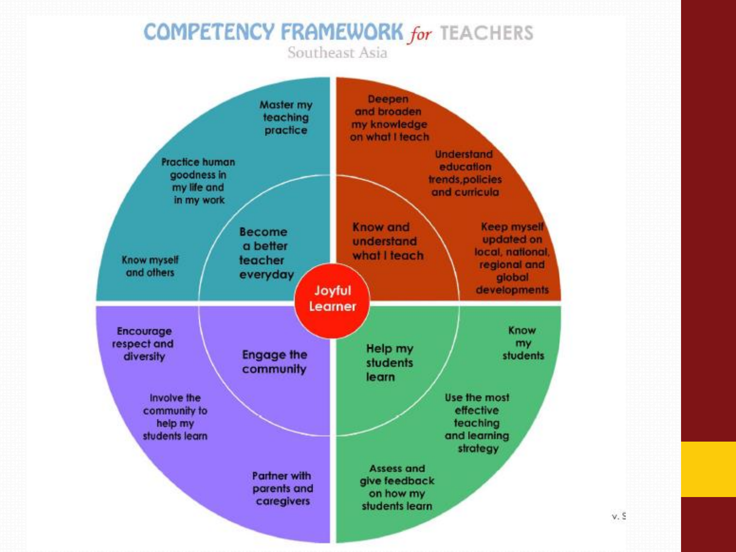# COMPETENCY FRAMEWORK *for* TEACHERS

Southeast Asia

**Joyful Learner**

**Become a better teacher everyday**
- Master my teaching practice
- Practice human goodness in my life and in my work
- Know myself and others

**Know and understand what I teach**
- Deepen and broaden my knowledge on what I teach
- Understand education trends, policies and curricula
- Keep myself updated on local, national, regional and global developments

**Engage the community**
- Encourage respect and diversity
- Involve the community to help my students learn
- Partner with parents and caregivers

**Help my students learn**
- Know my students
- Use the most effective teaching and learning strategy
- Assess and give feedback on how my students learn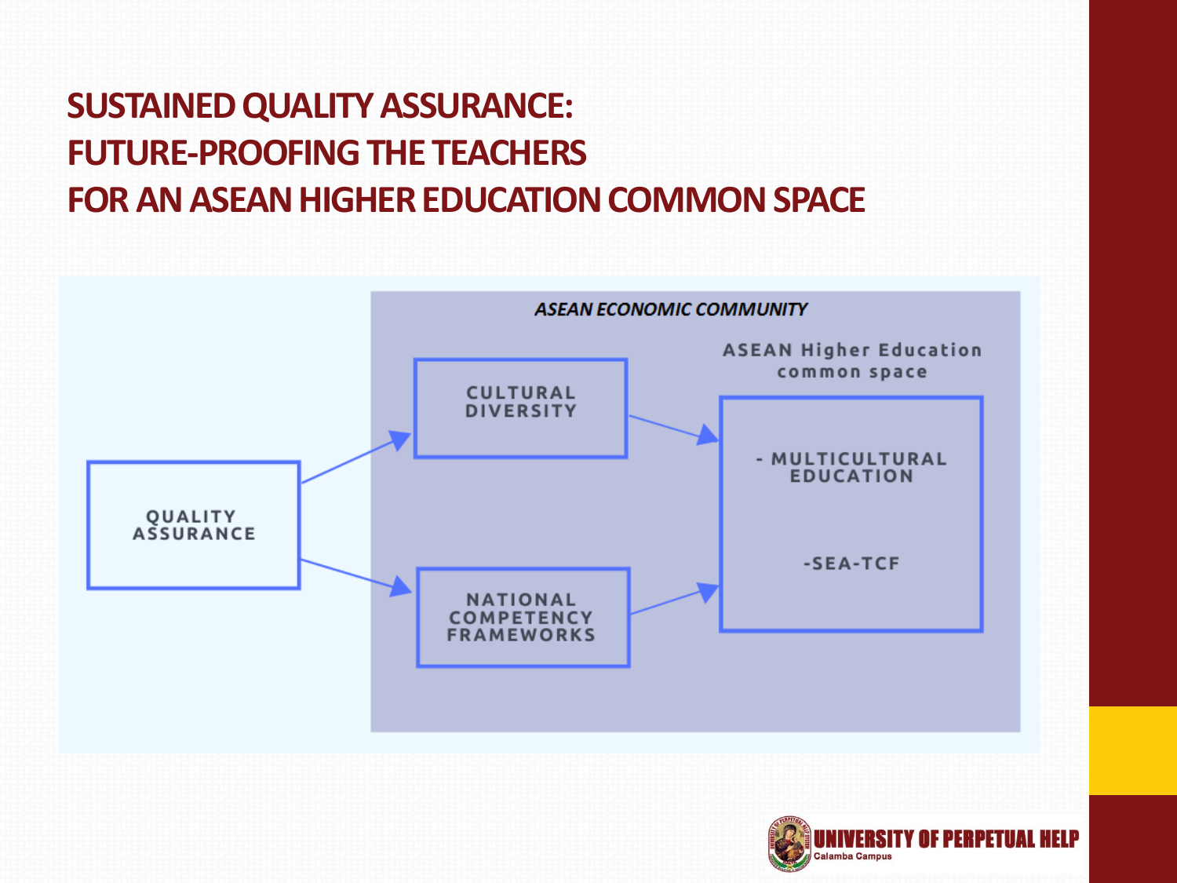# SUSTAINED QUALITY ASSURANCE: FUTURE-PROOFING THE TEACHERS FOR AN ASEAN HIGHER EDUCATION COMMON SPACE

*ASEAN ECONOMIC COMMUNITY*

QUALITY ASSURANCE

CULTURAL DIVERSITY

NATIONAL COMPETENCY FRAMEWORKS

ASEAN Higher Education common space

- MULTICULTURAL EDUCATION

-SEA-TCF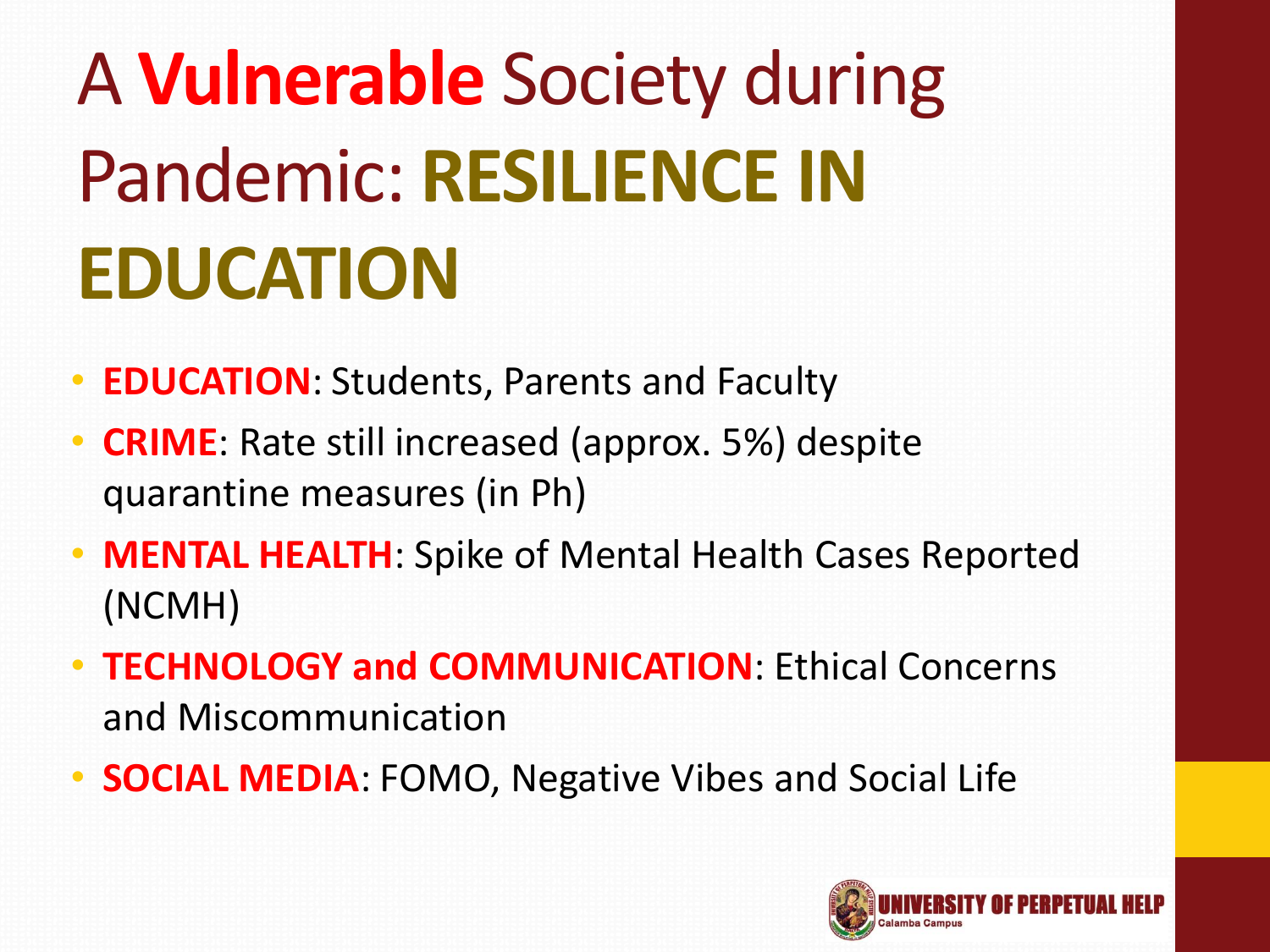# A **Vulnerable** Society during Pandemic: **RESILIENCE IN EDUCATION**

- **EDUCATION**: Students, Parents and Faculty
- **CRIME**: Rate still increased (approx. 5%) despite quarantine measures (in Ph)
- **MENTAL HEALTH**: Spike of Mental Health Cases Reported (NCMH)
- **TECHNOLOGY and COMMUNICATION**: Ethical Concerns and Miscommunication
- **SOCIAL MEDIA**: FOMO, Negative Vibes and Social Life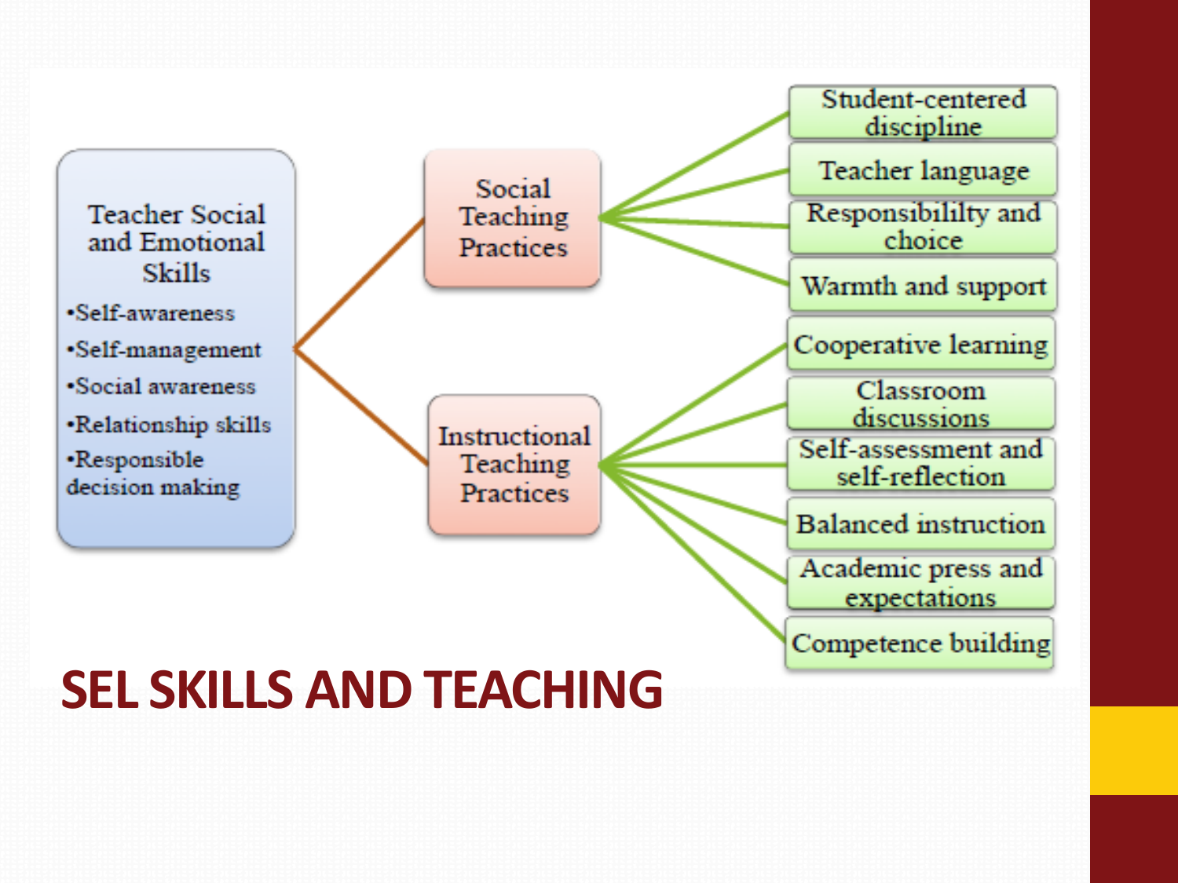# SEL SKILLS AND TEACHING

**Teacher Social and Emotional Skills**

- Self-awareness
- Self-management
- Social awareness
- Relationship skills
- Responsible decision making

**Social Teaching Practices**

- Student-centered discipline
- Teacher language
- Responsibililty and choice
- Warmth and support

**Instructional Teaching Practices**

- Cooperative learning
- Classroom discussions
- Self-assessment and self-reflection
- Balanced instruction
- Academic press and expectations
- Competence building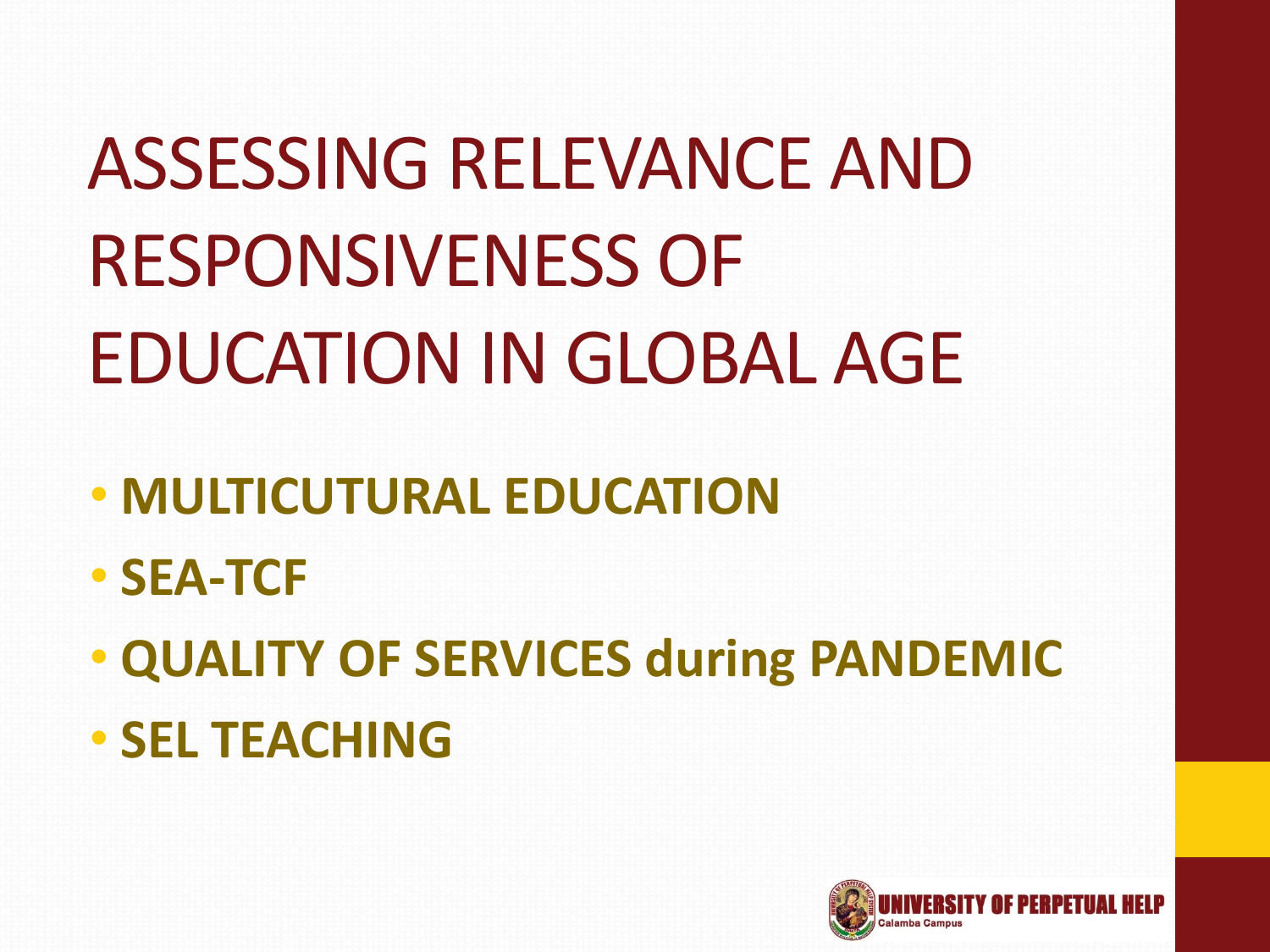# ASSESSING RELEVANCE AND RESPONSIVENESS OF EDUCATION IN GLOBAL AGE

- **MULTICUTURAL EDUCATION**
- **SEA-TCF**
- **QUALITY OF SERVICES during PANDEMIC**
- **SEL TEACHING**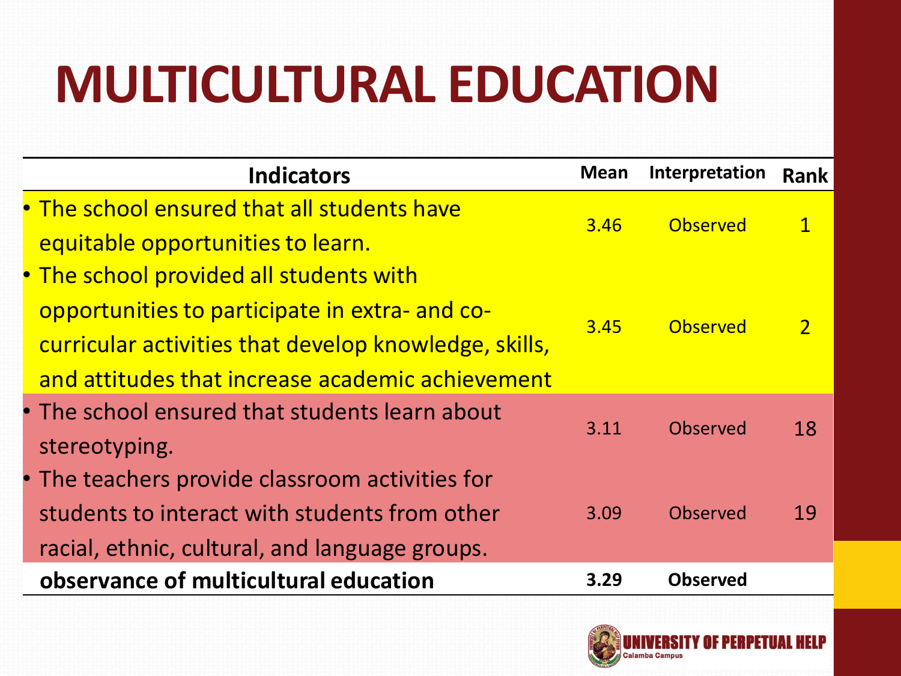# MULTICULTURAL EDUCATION

| Indicators | Mean | Interpretation | Rank |
|---|---|---|---|
| • The school ensured that all students have equitable opportunities to learn. | 3.46 | Observed | 1 |
| • The school provided all students with opportunities to participate in extra- and co-curricular activities that develop knowledge, skills, and attitudes that increase academic achievement | 3.45 | Observed | 2 |
| • The school ensured that students learn about stereotyping. | 3.11 | Observed | 18 |
| • The teachers provide classroom activities for students to interact with students from other racial, ethnic, cultural, and language groups. | 3.09 | Observed | 19 |
| **observance of multicultural education** | **3.29** | **Observed** | |

UNIVERSITY OF PERPETUAL HELP
Calamba Campus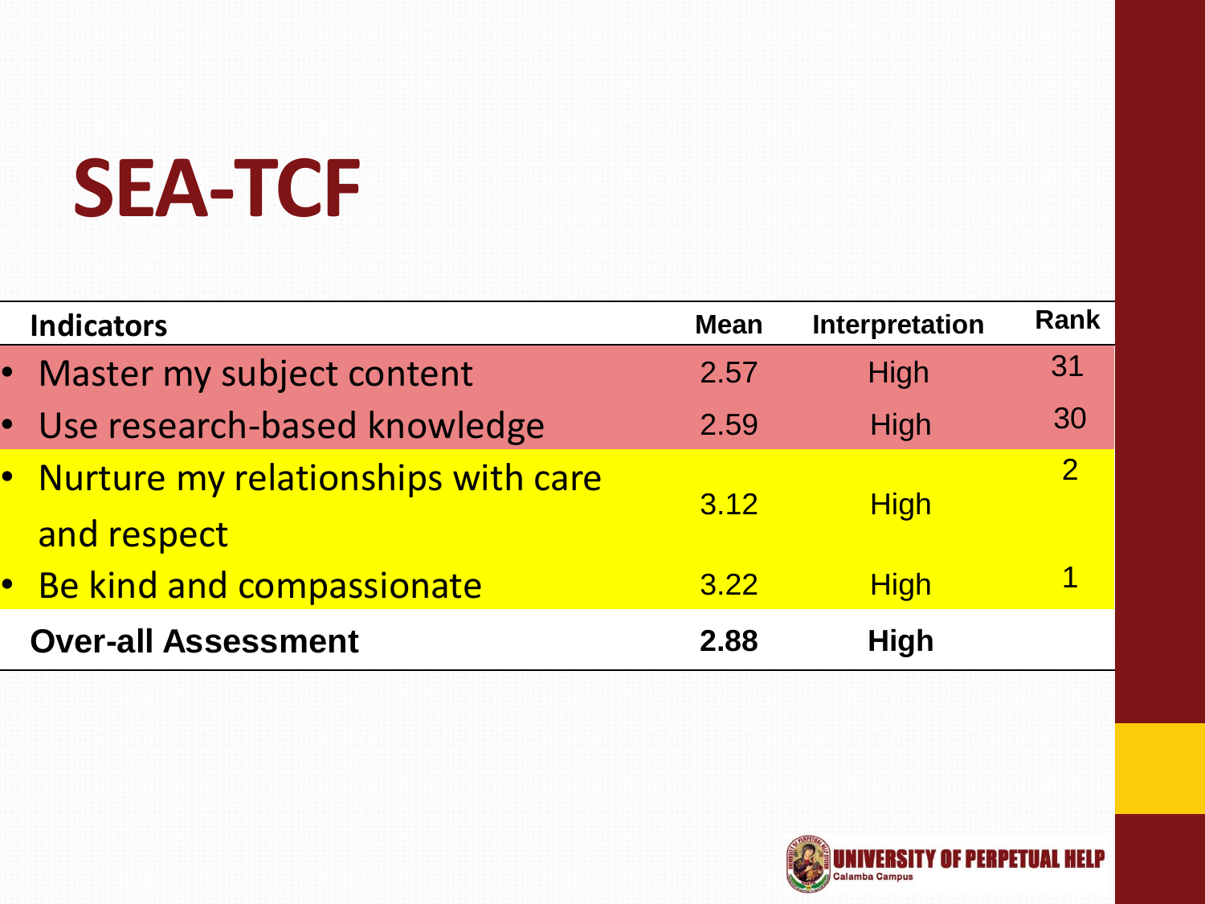# SEA-TCF

| Indicators | Mean | Interpretation | Rank |
|---|---|---|---|
| • Master my subject content | 2.57 | High | 31 |
| • Use research-based knowledge | 2.59 | High | 30 |
| • Nurture my relationships with care and respect | 3.12 | High | 2 |
| • Be kind and compassionate | 3.22 | High | 1 |
| **Over-all Assessment** | **2.88** | **High** | |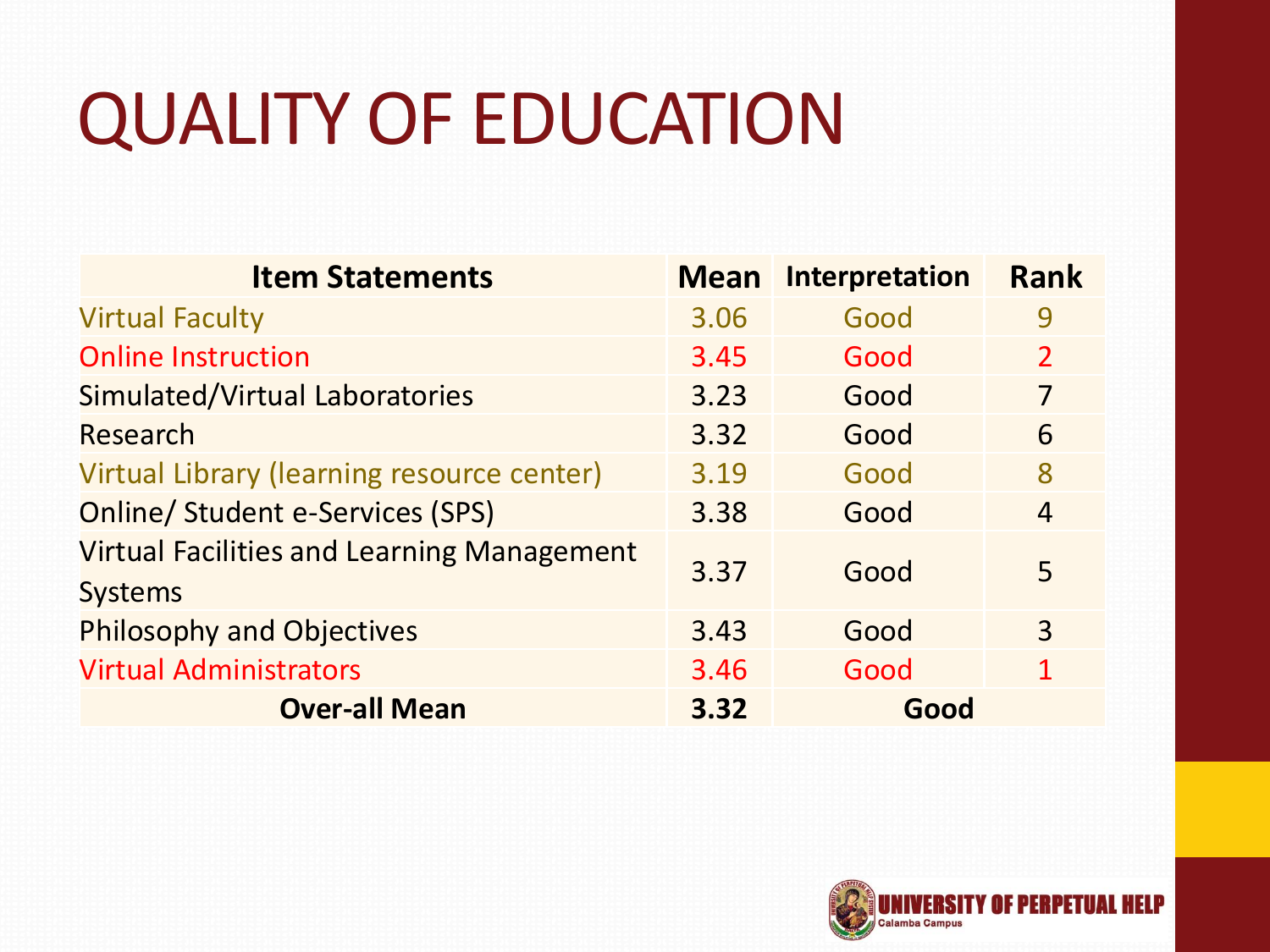# QUALITY OF EDUCATION

| Item Statements | Mean | Interpretation | Rank |
|---|---|---|---|
| Virtual Faculty | 3.06 | Good | 9 |
| Online Instruction | 3.45 | Good | 2 |
| Simulated/Virtual Laboratories | 3.23 | Good | 7 |
| Research | 3.32 | Good | 6 |
| Virtual Library (learning resource center) | 3.19 | Good | 8 |
| Online/ Student e-Services (SPS) | 3.38 | Good | 4 |
| Virtual Facilities and Learning Management Systems | 3.37 | Good | 5 |
| Philosophy and Objectives | 3.43 | Good | 3 |
| Virtual Administrators | 3.46 | Good | 1 |
| **Over-all Mean** | **3.32** | **Good** | |

UNIVERSITY OF PERPETUAL HELP
Calamba Campus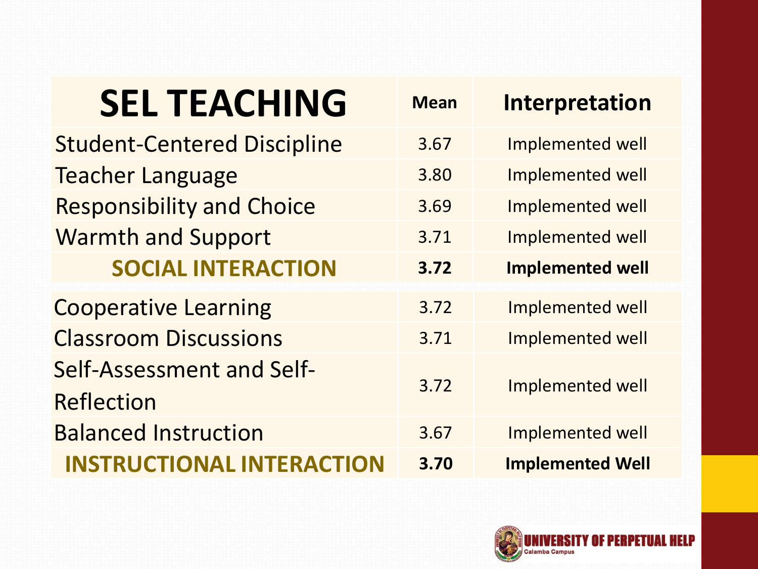| SEL TEACHING | Mean | Interpretation |
| --- | --- | --- |
| Student-Centered Discipline | 3.67 | Implemented well |
| Teacher Language | 3.80 | Implemented well |
| Responsibility and Choice | 3.69 | Implemented well |
| Warmth and Support | 3.71 | Implemented well |
| **SOCIAL INTERACTION** | **3.72** | **Implemented well** |
| Cooperative Learning | 3.72 | Implemented well |
| Classroom Discussions | 3.71 | Implemented well |
| Self-Assessment and Self-Reflection | 3.72 | Implemented well |
| Balanced Instruction | 3.67 | Implemented well |
| **INSTRUCTIONAL INTERACTION** | **3.70** | **Implemented Well** |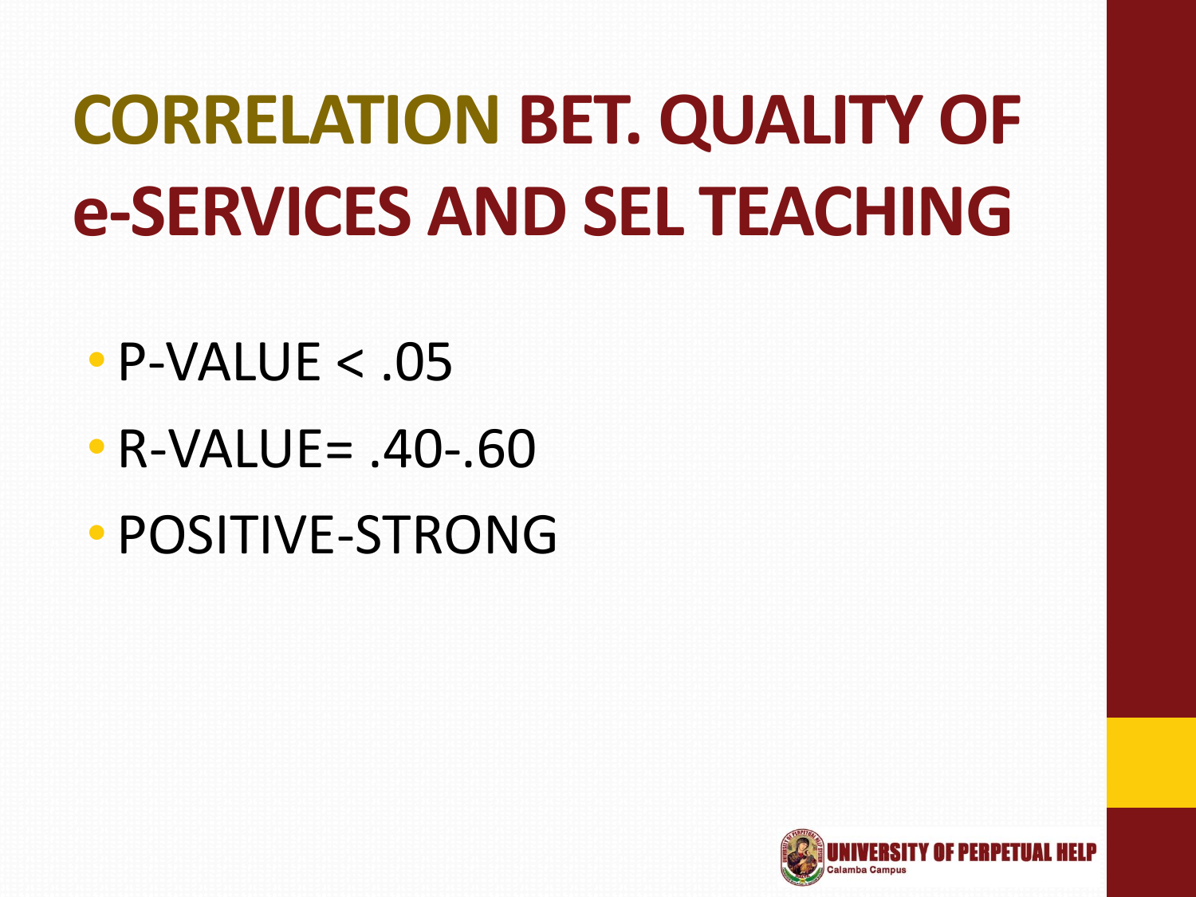# CORRELATION BET. QUALITY OF e-SERVICES AND SEL TEACHING

- P-VALUE < .05
- R-VALUE= .40-.60
- POSITIVE-STRONG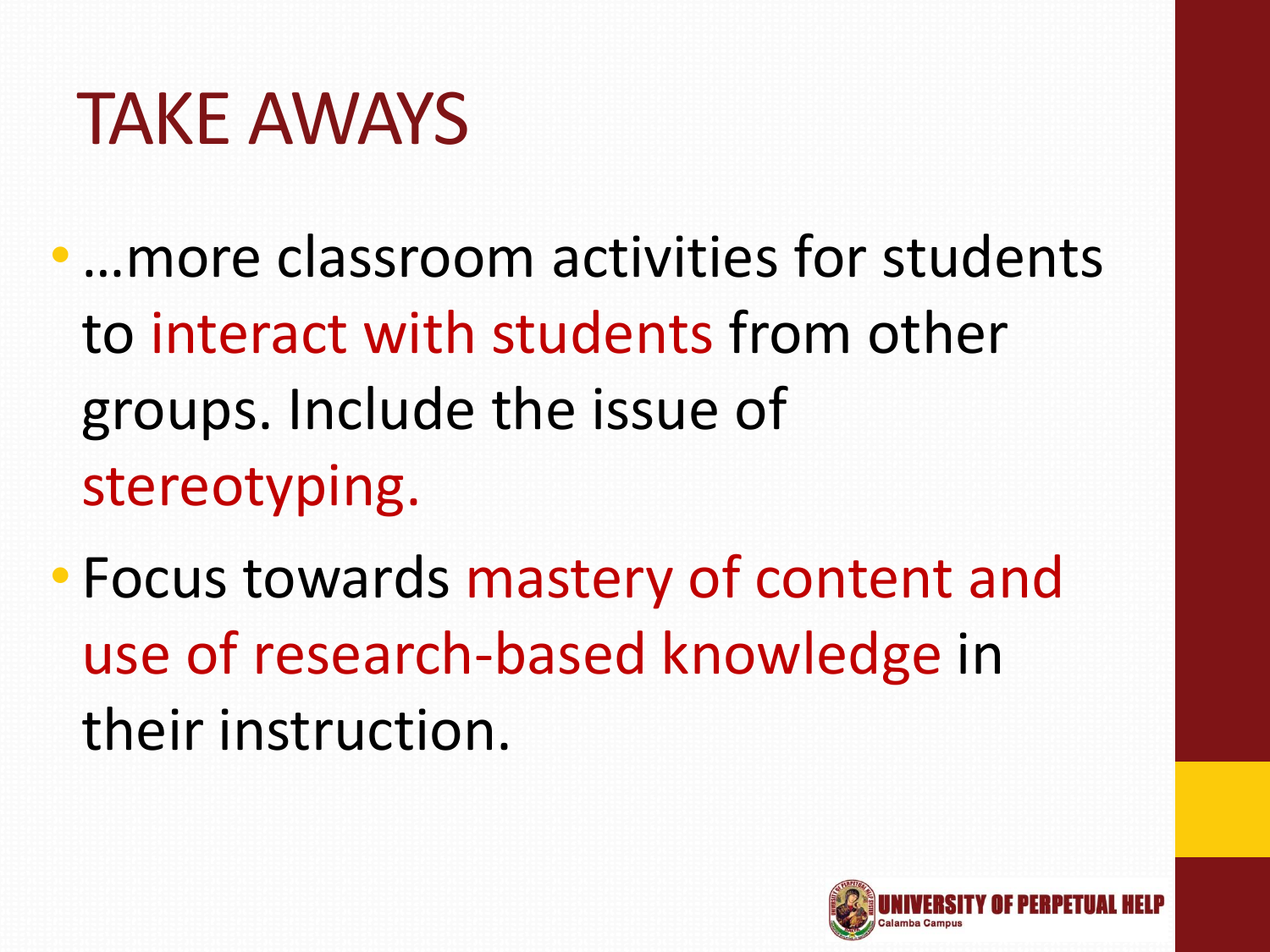# TAKE AWAYS

- …more classroom activities for students to interact with students from other groups. Include the issue of stereotyping.
- Focus towards mastery of content and use of research-based knowledge in their instruction.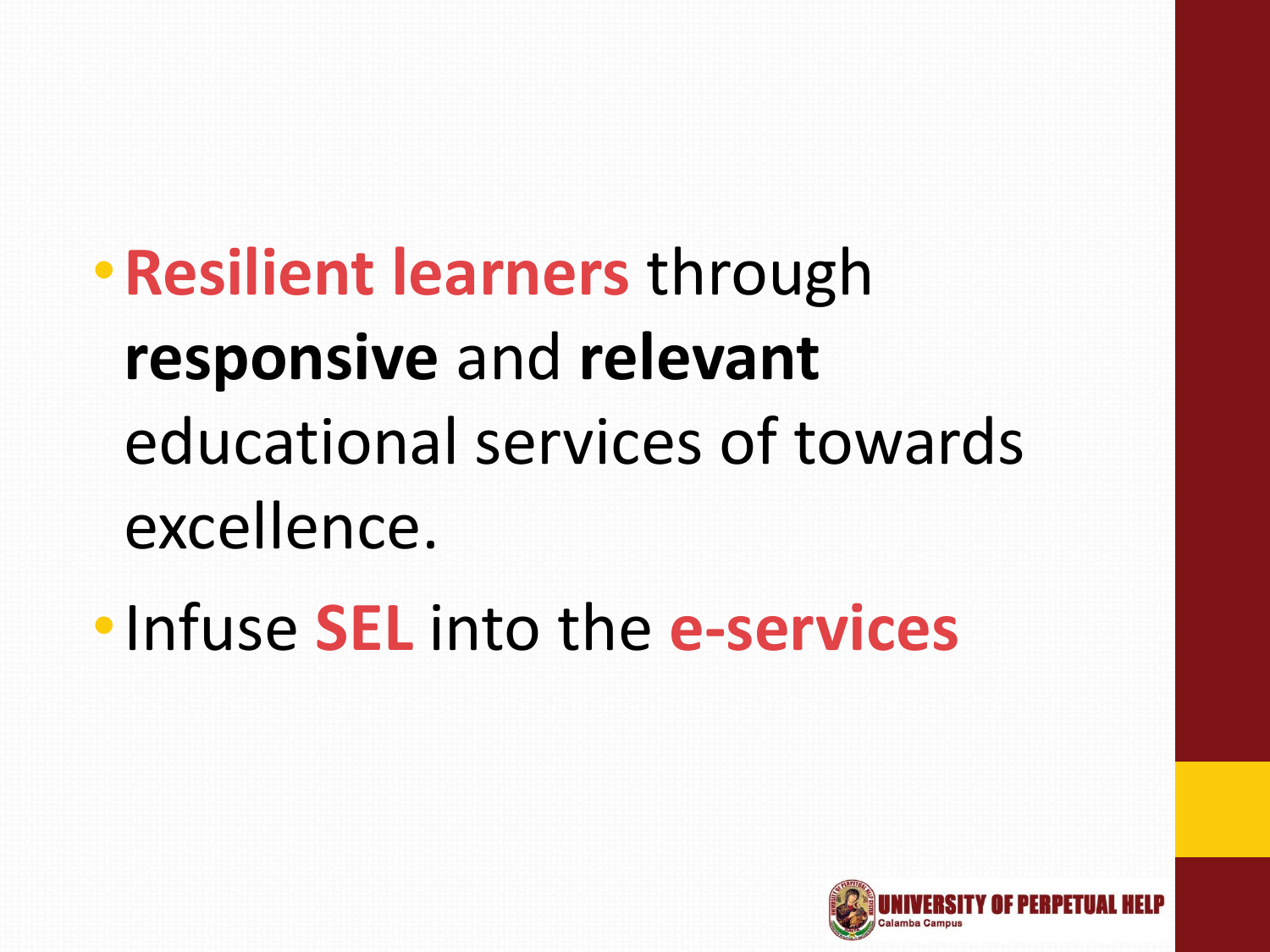- **Resilient learners** through **responsive** and **relevant** educational services of towards excellence.
- Infuse **SEL** into the **e-services**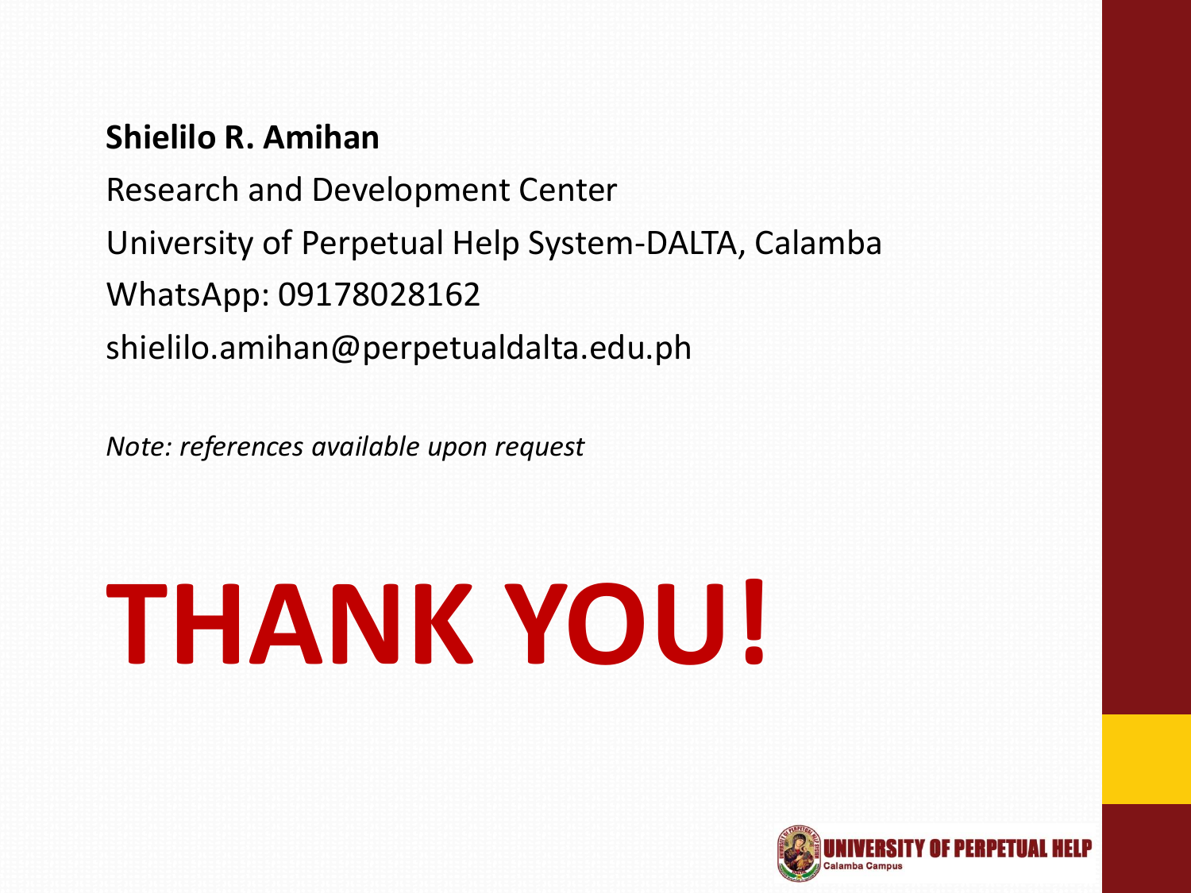**Shielilo R. Amihan**

Research and Development Center

University of Perpetual Help System-DALTA, Calamba

WhatsApp: 09178028162

shielilo.amihan@perpetualdalta.edu.ph

*Note: references available upon request*

# THANK YOU!

UNIVERSITY OF PERPETUAL HELP
Calamba Campus